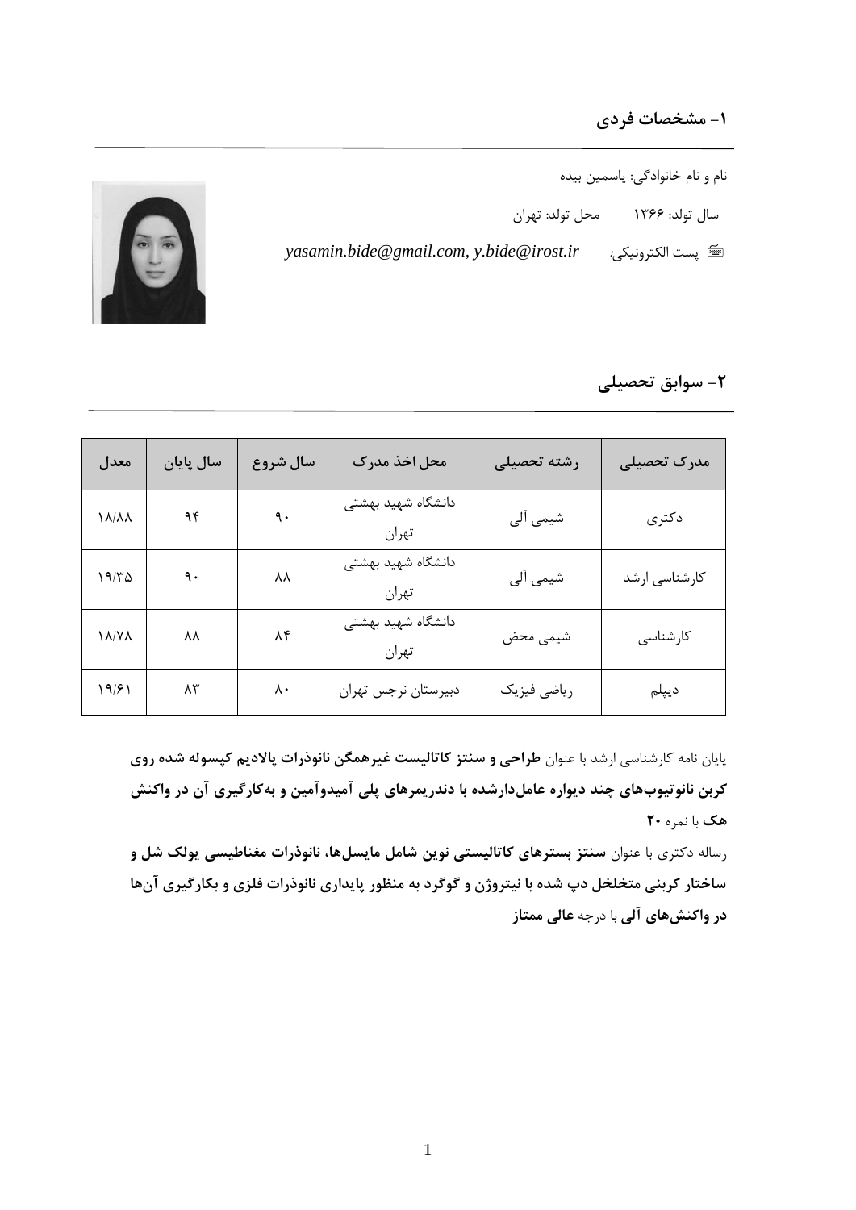## ۱- مشخصات فردی

نام و نام خانوادگی: یاسمین بیده

سال تولد: ۱۳۶۶ محل تولد: تهران

پست الکترونیکی: *yasamin.bide@gmail.com, y.bide@irost.ir*

## ۲- سوابق تحصیلی

| مدرک تحصیلی | رشته تحصیلی | محل اخذ مدرک | سال شروع | سال پایان | معدل |
|---|---|---|---|---|---|
| دکتری | شیمی آلی | دانشگاه شهید بهشتی تهران | ۹۰ | ۹۴ | ۱۸/۸۸ |
| کارشناسی ارشد | شیمی آلی | دانشگاه شهید بهشتی تهران | ۸۸ | ۹۰ | ۱۹/۳۵ |
| کارشناسی | شیمی محض | دانشگاه شهید بهشتی تهران | ۸۴ | ۸۸ | ۱۸/۷۸ |
| دیپلم | ریاضی فیزیک | دبیرستان نرجس تهران | ۸۰ | ۸۳ | ۱۹/۶۱ |

پایان نامه کارشناسی ارشد با عنوان **طراحی و سنتز کاتالیست غیرهمگن نانوذرات پالادیم کپسوله شده روی کربن نانوتیوب‌های چند دیواره عامل‌دارشده با دندریمرهای پلی آمیدوآمین و به‌کارگیری آن در واکنش هک** با نمره **۲۰**

رساله دکتری با عنوان **سنتز بسترهای کاتالیستی نوین شامل مایسل‌ها، نانوذرات مغناطیسی یولک شل و ساختار کربنی متخلخل دپ شده با نیتروژن و گوگرد به منظور پایداری نانوذرات فلزی و بکارگیری آن‌ها در واکنش‌های آلی** با درجه **عالی ممتاز**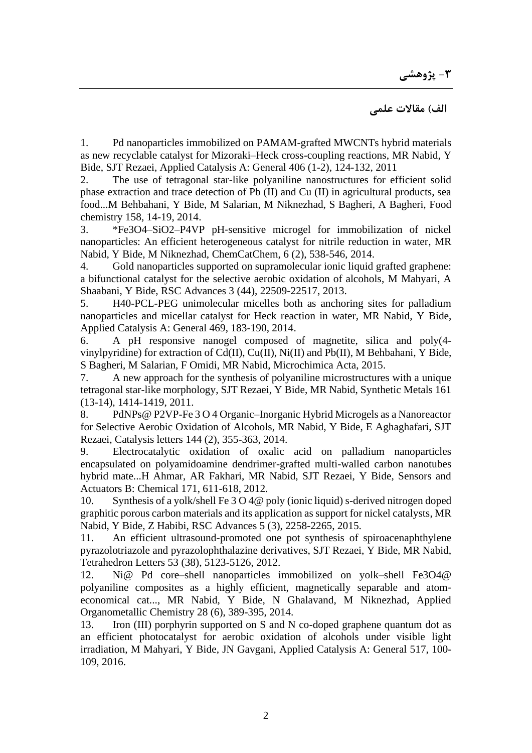## ۳- پژوهشی

### الف) مقالات علمی

1. Pd nanoparticles immobilized on PAMAM-grafted MWCNTs hybrid materials as new recyclable catalyst for Mizoraki–Heck cross-coupling reactions, MR Nabid, Y Bide, SJT Rezaei, Applied Catalysis A: General 406 (1-2), 124-132, 2011
2. The use of tetragonal star-like polyaniline nanostructures for efficient solid phase extraction and trace detection of Pb (II) and Cu (II) in agricultural products, sea food...M Behbahani, Y Bide, M Salarian, M Niknezhad, S Bagheri, A Bagheri, Food chemistry 158, 14-19, 2014.
3. *$Fe_3O_4$–$SiO_2$–P4VP pH-sensitive microgel for immobilization of nickel nanoparticles: An efficient heterogeneous catalyst for nitrile reduction in water, MR Nabid, Y Bide, M Niknezhad, ChemCatChem, 6 (2), 538-546, 2014.
4. Gold nanoparticles supported on supramolecular ionic liquid grafted graphene: a bifunctional catalyst for the selective aerobic oxidation of alcohols, M Mahyari, A Shaabani, Y Bide, RSC Advances 3 (44), 22509-22517, 2013.
5. H40-PCL-PEG unimolecular micelles both as anchoring sites for palladium nanoparticles and micellar catalyst for Heck reaction in water, MR Nabid, Y Bide, Applied Catalysis A: General 469, 183-190, 2014.
6. A pH responsive nanogel composed of magnetite, silica and poly(4-vinylpyridine) for extraction of Cd(II), Cu(II), Ni(II) and Pb(II), M Behbahani, Y Bide, S Bagheri, M Salarian, F Omidi, MR Nabid, Microchimica Acta, 2015.
7. A new approach for the synthesis of polyaniline microstructures with a unique tetragonal star-like morphology, SJT Rezaei, Y Bide, MR Nabid, Synthetic Metals 161 (13-14), 1414-1419, 2011.
8. PdNPs@ P2VP-Fe 3 O 4 Organic–Inorganic Hybrid Microgels as a Nanoreactor for Selective Aerobic Oxidation of Alcohols, MR Nabid, Y Bide, E Aghaghafari, SJT Rezaei, Catalysis letters 144 (2), 355-363, 2014.
9. Electrocatalytic oxidation of oxalic acid on palladium nanoparticles encapsulated on polyamidoamine dendrimer-grafted multi-walled carbon nanotubes hybrid mate...H Ahmar, AR Fakhari, MR Nabid, SJT Rezaei, Y Bide, Sensors and Actuators B: Chemical 171, 611-618, 2012.
10. Synthesis of a yolk/shell Fe 3 O 4@ poly (ionic liquid) s-derived nitrogen doped graphitic porous carbon materials and its application as support for nickel catalysts, MR Nabid, Y Bide, Z Habibi, RSC Advances 5 (3), 2258-2265, 2015.
11. An efficient ultrasound-promoted one pot synthesis of spiroacenaphthylene pyrazolotriazole and pyrazolophthalazine derivatives, SJT Rezaei, Y Bide, MR Nabid, Tetrahedron Letters 53 (38), 5123-5126, 2012.
12. Ni@ Pd core–shell nanoparticles immobilized on yolk–shell $Fe_3O_4$@ polyaniline composites as a highly efficient, magnetically separable and atom-economical cat..., MR Nabid, Y Bide, N Ghalavand, M Niknezhad, Applied Organometallic Chemistry 28 (6), 389-395, 2014.
13. Iron (III) porphyrin supported on S and N co-doped graphene quantum dot as an efficient photocatalyst for aerobic oxidation of alcohols under visible light irradiation, M Mahyari, Y Bide, JN Gavgani, Applied Catalysis A: General 517, 100-109, 2016.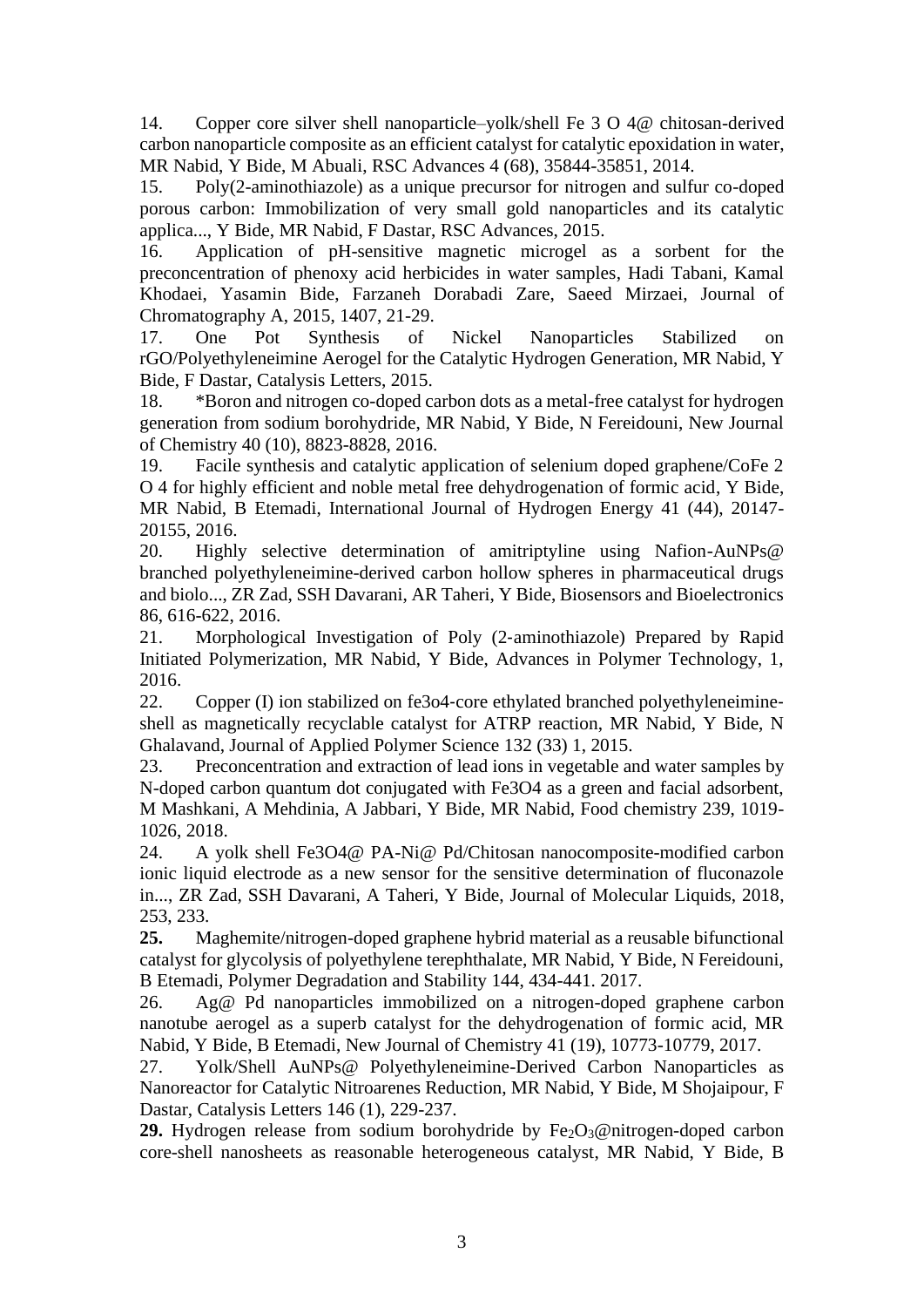14. Copper core silver shell nanoparticle–yolk/shell Fe 3 O 4@ chitosan-derived carbon nanoparticle composite as an efficient catalyst for catalytic epoxidation in water, MR Nabid, Y Bide, M Abuali, RSC Advances 4 (68), 35844-35851, 2014.

15. Poly(2-aminothiazole) as a unique precursor for nitrogen and sulfur co-doped porous carbon: Immobilization of very small gold nanoparticles and its catalytic applica..., Y Bide, MR Nabid, F Dastar, RSC Advances, 2015.

16. Application of pH-sensitive magnetic microgel as a sorbent for the preconcentration of phenoxy acid herbicides in water samples, Hadi Tabani, Kamal Khodaei, Yasamin Bide, Farzaneh Dorabadi Zare, Saeed Mirzaei, Journal of Chromatography A, 2015, 1407, 21-29.

17. One Pot Synthesis of Nickel Nanoparticles Stabilized on rGO/Polyethyleneimine Aerogel for the Catalytic Hydrogen Generation, MR Nabid, Y Bide, F Dastar, Catalysis Letters, 2015.

18. *Boron and nitrogen co-doped carbon dots as a metal-free catalyst for hydrogen generation from sodium borohydride, MR Nabid, Y Bide, N Fereidouni, New Journal of Chemistry 40 (10), 8823-8828, 2016.

19. Facile synthesis and catalytic application of selenium doped graphene/CoFe 2 O 4 for highly efficient and noble metal free dehydrogenation of formic acid, Y Bide, MR Nabid, B Etemadi, International Journal of Hydrogen Energy 41 (44), 20147-20155, 2016.

20. Highly selective determination of amitriptyline using Nafion-AuNPs@ branched polyethyleneimine-derived carbon hollow spheres in pharmaceutical drugs and biolo..., ZR Zad, SSH Davarani, AR Taheri, Y Bide, Biosensors and Bioelectronics 86, 616-622, 2016.

21. Morphological Investigation of Poly (2-aminothiazole) Prepared by Rapid Initiated Polymerization, MR Nabid, Y Bide, Advances in Polymer Technology, 1, 2016.

22. Copper (I) ion stabilized on fe3o4-core ethylated branched polyethyleneimine-shell as magnetically recyclable catalyst for ATRP reaction, MR Nabid, Y Bide, N Ghalavand, Journal of Applied Polymer Science 132 (33) 1, 2015.

23. Preconcentration and extraction of lead ions in vegetable and water samples by N-doped carbon quantum dot conjugated with Fe3O4 as a green and facial adsorbent, M Mashkani, A Mehdinia, A Jabbari, Y Bide, MR Nabid, Food chemistry 239, 1019-1026, 2018.

24. A yolk shell Fe3O4@ PA-Ni@ Pd/Chitosan nanocomposite-modified carbon ionic liquid electrode as a new sensor for the sensitive determination of fluconazole in..., ZR Zad, SSH Davarani, A Taheri, Y Bide, Journal of Molecular Liquids, 2018, 253, 233.

**25.** Maghemite/nitrogen-doped graphene hybrid material as a reusable bifunctional catalyst for glycolysis of polyethylene terephthalate, MR Nabid, Y Bide, N Fereidouni, B Etemadi, Polymer Degradation and Stability 144, 434-441. 2017.

26. Ag@ Pd nanoparticles immobilized on a nitrogen-doped graphene carbon nanotube aerogel as a superb catalyst for the dehydrogenation of formic acid, MR Nabid, Y Bide, B Etemadi, New Journal of Chemistry 41 (19), 10773-10779, 2017.

27. Yolk/Shell AuNPs@ Polyethyleneimine-Derived Carbon Nanoparticles as Nanoreactor for Catalytic Nitroarenes Reduction, MR Nabid, Y Bide, M Shojaipour, F Dastar, Catalysis Letters 146 (1), 229-237.

**29.** Hydrogen release from sodium borohydride by $Fe_2O_3$@nitrogen-doped carbon core-shell nanosheets as reasonable heterogeneous catalyst, MR Nabid, Y Bide, B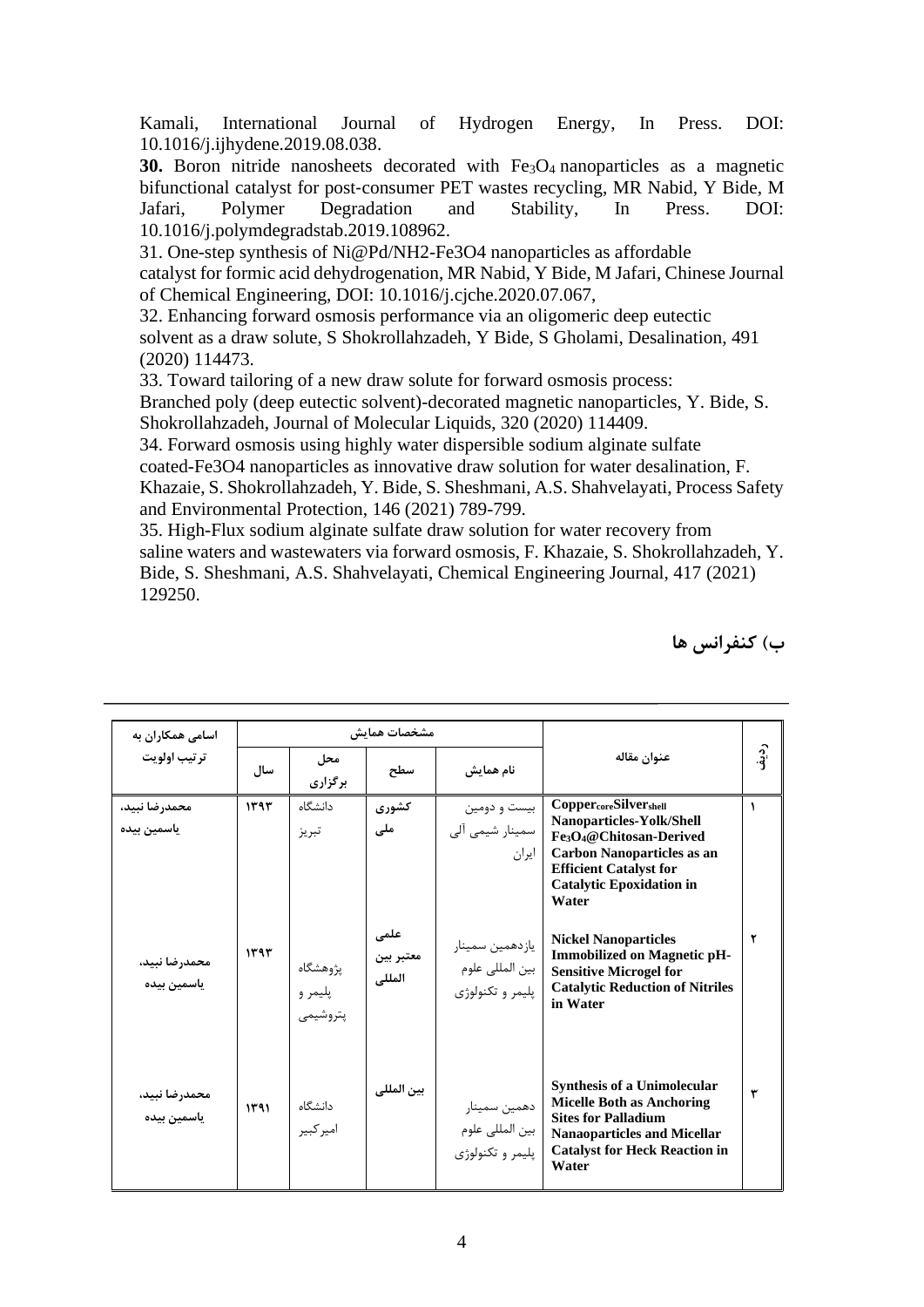Kamali, International Journal of Hydrogen Energy, In Press. DOI: 10.1016/j.ijhydene.2019.08.038.

**30.** Boron nitride nanosheets decorated with $Fe_3O_4$ nanoparticles as a magnetic bifunctional catalyst for post-consumer PET wastes recycling, MR Nabid, Y Bide, M Jafari, Polymer Degradation and Stability, In Press. DOI: 10.1016/j.polymdegradstab.2019.108962.

31. One-step synthesis of Ni@Pd/NH2-Fe3O4 nanoparticles as affordable catalyst for formic acid dehydrogenation, MR Nabid, Y Bide, M Jafari, Chinese Journal of Chemical Engineering, DOI: 10.1016/j.cjche.2020.07.067,

32. Enhancing forward osmosis performance via an oligomeric deep eutectic solvent as a draw solute, S Shokrollahzadeh, Y Bide, S Gholami, Desalination, 491 (2020) 114473.

33. Toward tailoring of a new draw solute for forward osmosis process: Branched poly (deep eutectic solvent)-decorated magnetic nanoparticles, Y. Bide, S. Shokrollahzadeh, Journal of Molecular Liquids, 320 (2020) 114409.

34. Forward osmosis using highly water dispersible sodium alginate sulfate coated-Fe3O4 nanoparticles as innovative draw solution for water desalination, F. Khazaie, S. Shokrollahzadeh, Y. Bide, S. Sheshmani, A.S. Shahvelayati, Process Safety and Environmental Protection, 146 (2021) 789-799.

35. High-Flux sodium alginate sulfate draw solution for water recovery from saline waters and wastewaters via forward osmosis, F. Khazaie, S. Shokrollahzadeh, Y. Bide, S. Sheshmani, A.S. Shahvelayati, Chemical Engineering Journal, 417 (2021) 129250.

## ب) کنفرانس ها

| ردیف | عنوان مقاله | مشخصات همایش | | | | اسامی همکاران به ترتیب اولویت |
|---|---|---|---|---|---|---|
| | | نام همایش | سطح | محل برگزاری | سال | |
| ۱ | **$Copper_{core}Silver_{shell}$ Nanoparticles-Yolk/Shell $Fe_3O_4$@Chitosan-Derived Carbon Nanoparticles as an Efficient Catalyst for Catalytic Epoxidation in Water** | بیست و دومین سمینار شیمی آلی ایران | **کشوری ملی** | دانشگاه تبریز | ۱۳۹۳ | **محمدرضا نبید، یاسمین بیده** |
| ۲ | **Nickel Nanoparticles Immobilized on Magnetic pH-Sensitive Microgel for Catalytic Reduction of Nitriles in Water** | یازدهمین سمینار بین المللی علوم پلیمر و تکنولوژی | **علمی معتبر بین المللی** | پژوهشگاه پلیمر و پتروشیمی | ۱۳۹۳ | **محمدرضا نبید، یاسمین بیده** |
| ۳ | **Synthesis of a Unimolecular Micelle Both as Anchoring Sites for Palladium Nanaoparticles and Micellar Catalyst for Heck Reaction in Water** | دهمین سمینار بین المللی علوم پلیمر و تکنولوژی | **بین المللی** | دانشگاه امیرکبیر | ۱۳۹۱ | **محمدرضا نبید، یاسمین بیده** |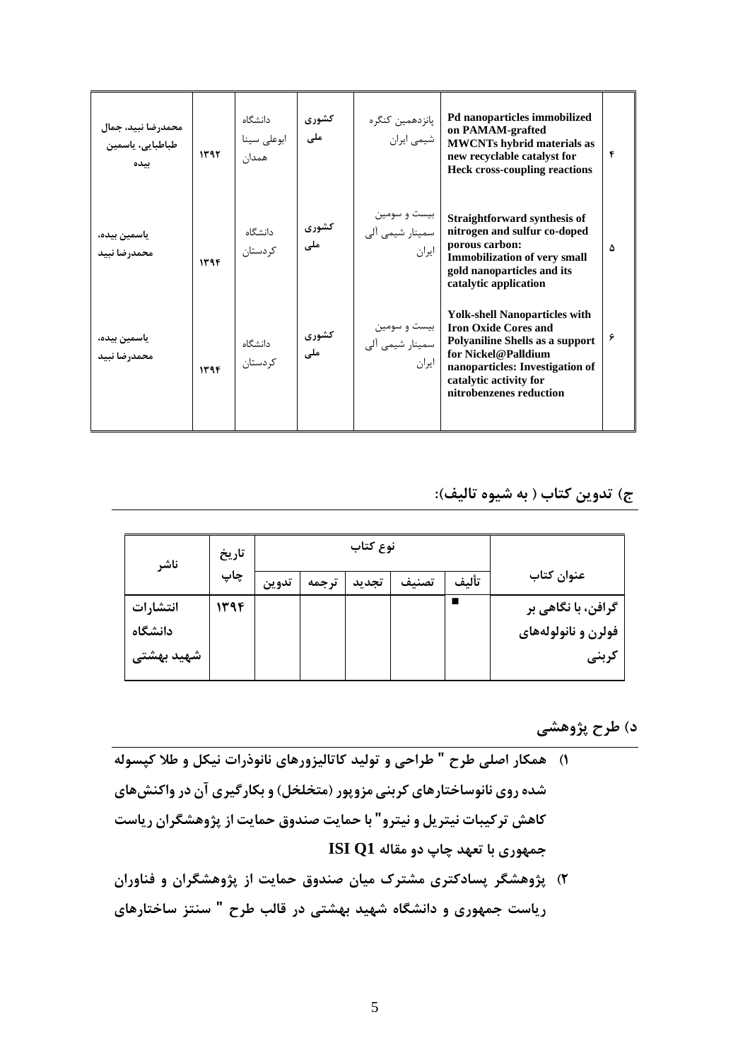| ردیف | عنوان | نام همایش | نوع | محل برگزاری | سال | نویسندگان |
|---|---|---|---|---|---|---|
| ۴ | Pd nanoparticles immobilized on PAMAM-grafted MWCNTs hybrid materials as new recyclable catalyst for Heck cross-coupling reactions | پانزدهمین کنگره شیمی ایران | کشوری ملی | دانشگاه ابوعلی سینا همدان | ۱۳۹۲ | محمدرضا نبید، جمال طباطبایی، یاسمین بیده |
| ۵ | Straightforward synthesis of nitrogen and sulfur co-doped porous carbon: Immobilization of very small gold nanoparticles and its catalytic application | بیست و سومین سمینار شیمی آلی ایران | کشوری ملی | دانشگاه کردستان | ۱۳۹۴ | یاسمین بیده، محمدرضا نبید |
| ۶ | Yolk-shell Nanoparticles with Iron Oxide Cores and Polyaniline Shells as a support for Nickel@Palldium nanoparticles: Investigation of catalytic activity for nitrobenzenes reduction | بیست و سومین سمینار شیمی آلی ایران | کشوری ملی | دانشگاه کردستان | ۱۳۹۴ | یاسمین بیده، محمدرضا نبید |

## ج) تدوین کتاب ( به شیوه تالیف):

| عنوان کتاب | نوع کتاب | | | | | تاریخ چاپ | ناشر |
|---|---|---|---|---|---|---|---|
| | تألیف | تصنیف | تجدید | ترجمه | تدوین | | |
| گرافن، با نگاهی بر فولرن و نانولوله‌های کربنی | ■ | | | | | ۱۳۹۴ | انتشارات دانشگاه شهید بهشتی |

## د) طرح پژوهشی

۱) **همکار اصلی طرح " طراحی و تولید کاتالیزورهای نانوذرات نیکل و طلا کپسوله شده روی نانوساختارهای کربنی مزوپور (متخلخل) و بکارگیری آن در واکنش‌های کاهش ترکیبات نیتریل و نیترو" با حمایت صندوق حمایت از پژوهشگران ریاست جمهوری با تعهد چاپ دو مقاله ISI Q1**

۲) **پژوهشگر پسادکتری مشترک میان صندوق حمایت از پژوهشگران و فناوران ریاست جمهوری و دانشگاه شهید بهشتی در قالب طرح " سنتز ساختارهای**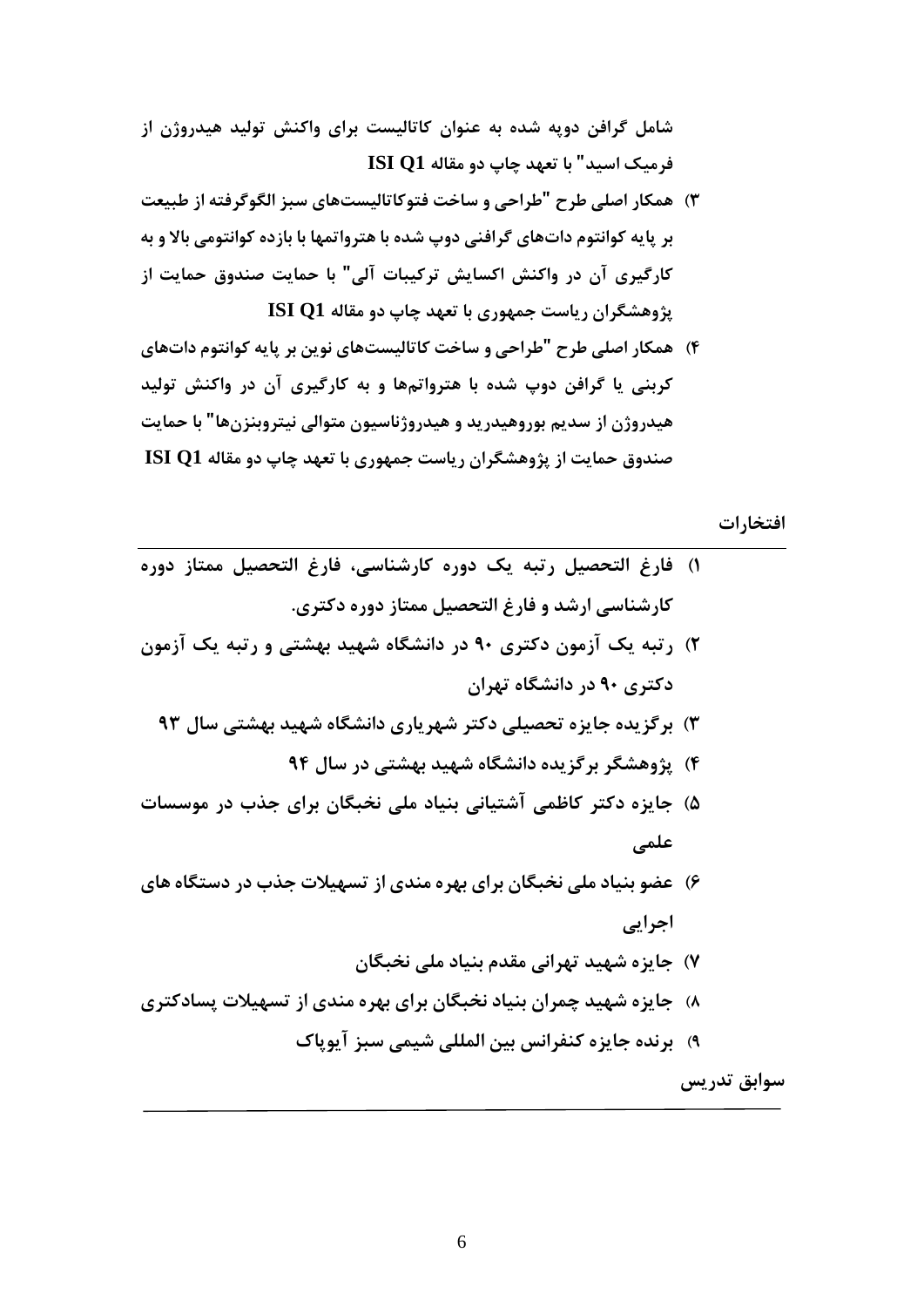شامل گرافن دوپه شده به عنوان کاتالیست برای واکنش تولید هیدروژن از فرمیک اسید" با تعهد چاپ دو مقاله ISI Q1

۳) همکار اصلی طرح "طراحی و ساخت فتوکاتالیست‌های سبز الگوگرفته از طبیعت بر پایه کوانتوم دات‌های گرافنی دوپ شده با هترواتمها با بازده کوانتومی بالا و به کارگیری آن در واکنش اکسایش ترکیبات آلی" با حمایت صندوق حمایت از پژوهشگران ریاست جمهوری با تعهد چاپ دو مقاله ISI Q1

۴) همکار اصلی طرح "طراحی و ساخت کاتالیست‌های نوین بر پایه کوانتوم دات‌های کربنی یا گرافن دوپ شده با هترواتم‌ها و به کارگیری آن در واکنش تولید هیدروژن از سدیم بوروهیدرید و هیدروژناسیون متوالی نیتروبنزن‌ها" با حمایت صندوق حمایت از پژوهشگران ریاست جمهوری با تعهد چاپ دو مقاله ISI Q1

## افتخارات

۱) فارغ التحصیل رتبه یک دوره کارشناسی، فارغ التحصیل ممتاز دوره کارشناسی ارشد و فارغ التحصیل ممتاز دوره دکتری.

۲) رتبه یک آزمون دکتری ۹۰ در دانشگاه شهید بهشتی و رتبه یک آزمون دکتری ۹۰ در دانشگاه تهران

۳) برگزیده جایزه تحصیلی دکتر شهریاری دانشگاه شهید بهشتی سال ۹۳

۴) پژوهشگر برگزیده دانشگاه شهید بهشتی در سال ۹۴

۵) جایزه دکتر کاظمی آشتیانی بنیاد ملی نخبگان برای جذب در موسسات علمی

۶) عضو بنیاد ملی نخبگان برای بهره مندی از تسهیلات جذب در دستگاه های اجرایی

۷) جایزه شهید تهرانی مقدم بنیاد ملی نخبگان

۸) جایزه شهید چمران بنیاد نخبگان برای بهره مندی از تسهیلات پسادکتری

۹) برنده جایزه کنفرانس بین المللی شیمی سبز آیوپاک

## سوابق تدریس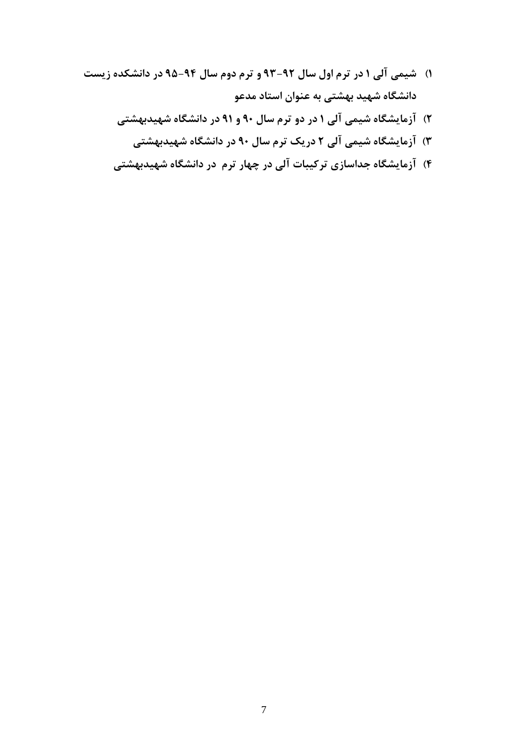۱) شیمی آلی ۱ در ترم اول سال ۹۲-۹۳ و ترم دوم سال ۹۴-۹۵ در دانشکده زیست دانشگاه شهید بهشتی به عنوان استاد مدعو

۲) آزمایشگاه شیمی آلی ۱ در دو ترم سال ۹۰ و ۹۱ در دانشگاه شهیدبهشتی

۳) آزمایشگاه شیمی آلی ۲ دریک ترم سال ۹۰ در دانشگاه شهیدبهشتی

۴) آزمایشگاه جداسازی ترکیبات آلی در چهار ترم در دانشگاه شهیدبهشتی